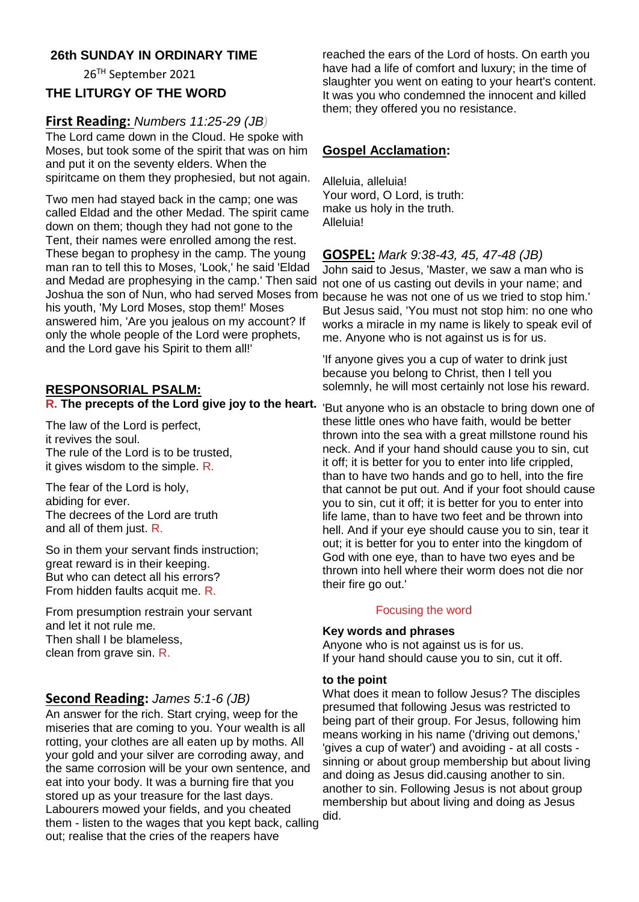## 26th SUNDAY IN ORDINARY TIME

26TH September 2021

## THE LITURGY OF THE WORD

### First Reading: *Numbers 11:25-29 (JB)*

The Lord came down in the Cloud. He spoke with Moses, but took some of the spirit that was on him and put it on the seventy elders. When the spiritcame on them they prophesied, but not again.

Two men had stayed back in the camp; one was called Eldad and the other Medad. The spirit came down on them; though they had not gone to the Tent, their names were enrolled among the rest. These began to prophesy in the camp. The young man ran to tell this to Moses, 'Look,' he said 'Eldad and Medad are prophesying in the camp.' Then said Joshua the son of Nun, who had served Moses from his youth, 'My Lord Moses, stop them!' Moses answered him, 'Are you jealous on my account? If only the whole people of the Lord were prophets, and the Lord gave his Spirit to them all!'

### RESPONSORIAL PSALM:

**R. The precepts of the Lord give joy to the heart.**

The law of the Lord is perfect,
it revives the soul.
The rule of the Lord is to be trusted,
it gives wisdom to the simple. R.

The fear of the Lord is holy,
abiding for ever.
The decrees of the Lord are truth
and all of them just. R.

So in them your servant finds instruction;
great reward is in their keeping.
But who can detect all his errors?
From hidden faults acquit me. R.

From presumption restrain your servant
and let it not rule me.
Then shall I be blameless,
clean from grave sin. R.

### Second Reading: *James 5:1-6 (JB)*

An answer for the rich. Start crying, weep for the miseries that are coming to you. Your wealth is all rotting, your clothes are all eaten up by moths. All your gold and your silver are corroding away, and the same corrosion will be your own sentence, and eat into your body. It was a burning fire that you stored up as your treasure for the last days. Labourers mowed your fields, and you cheated them - listen to the wages that you kept back, calling out; realise that the cries of the reapers have reached the ears of the Lord of hosts. On earth you have had a life of comfort and luxury; in the time of slaughter you went on eating to your heart's content. It was you who condemned the innocent and killed them; they offered you no resistance.

### Gospel Acclamation:

Alleluia, alleluia!
Your word, O Lord, is truth:
make us holy in the truth.
Alleluia!

### GOSPEL: *Mark 9:38-43, 45, 47-48 (JB)*

John said to Jesus, 'Master, we saw a man who is not one of us casting out devils in your name; and because he was not one of us we tried to stop him.' But Jesus said, 'You must not stop him: no one who works a miracle in my name is likely to speak evil of me. Anyone who is not against us is for us.

'If anyone gives you a cup of water to drink just because you belong to Christ, then I tell you solemnly, he will most certainly not lose his reward.

'But anyone who is an obstacle to bring down one of these little ones who have faith, would be better thrown into the sea with a great millstone round his neck. And if your hand should cause you to sin, cut it off; it is better for you to enter into life crippled, than to have two hands and go to hell, into the fire that cannot be put out. And if your foot should cause you to sin, cut it off; it is better for you to enter into life lame, than to have two feet and be thrown into hell. And if your eye should cause you to sin, tear it out; it is better for you to enter into the kingdom of God with one eye, than to have two eyes and be thrown into hell where their worm does not die nor their fire go out.'

Focusing the word

**Key words and phrases**
Anyone who is not against us is for us.
If your hand should cause you to sin, cut it off.

**to the point**
What does it mean to follow Jesus? The disciples presumed that following Jesus was restricted to being part of their group. For Jesus, following him means working in his name ('driving out demons,' 'gives a cup of water') and avoiding - at all costs - sinning or about group membership but about living and doing as Jesus did.causing another to sin. another to sin. Following Jesus is not about group membership but about living and doing as Jesus did.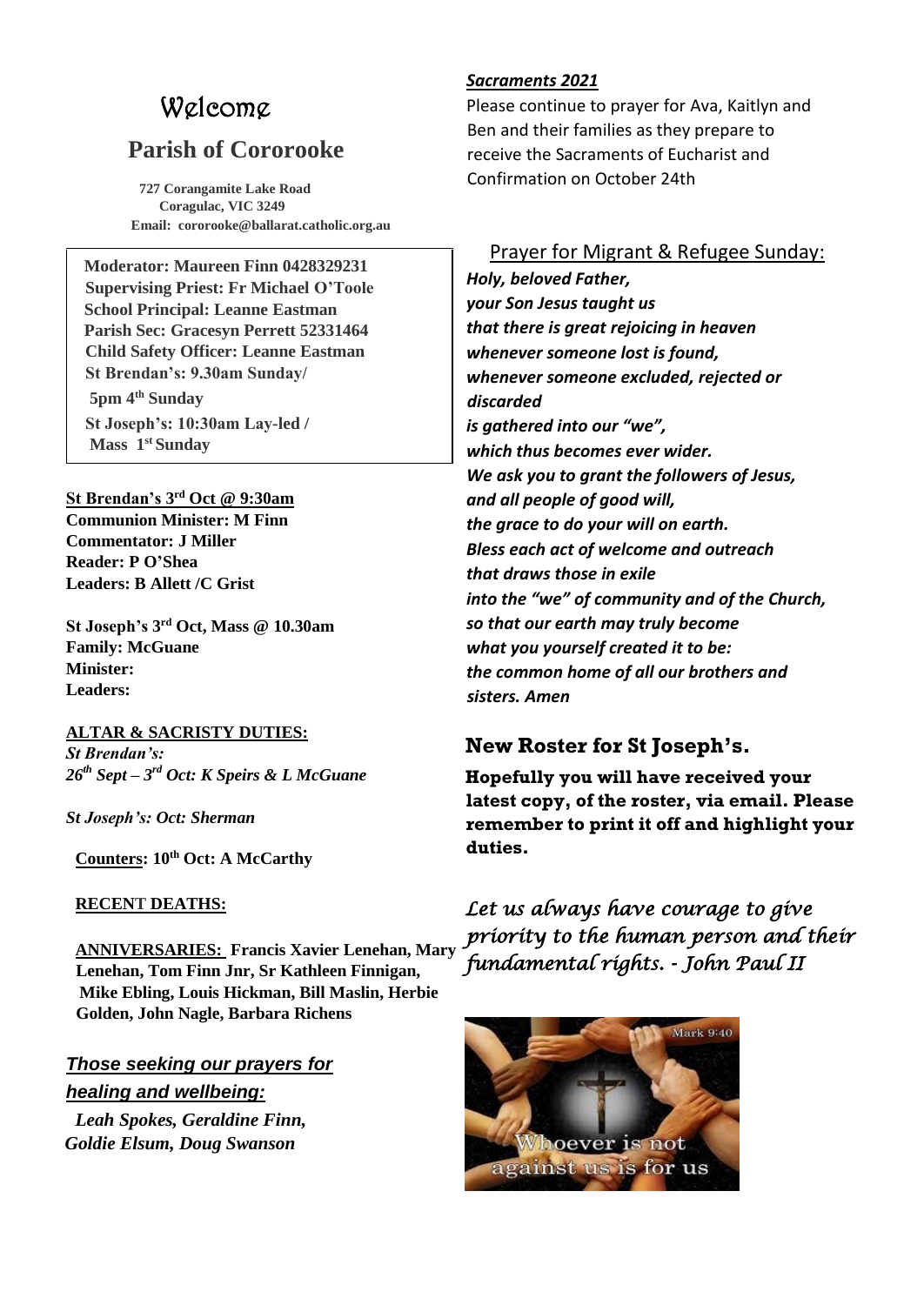# Welcome

## Parish of Cororooke

**727 Corangamite Lake Road**
**Coragulac, VIC 3249**
**Email: cororooke@ballarat.catholic.org.au**

**Moderator: Maureen Finn 0428329231**
**Supervising Priest: Fr Michael O'Toole**
**School Principal: Leanne Eastman**
**Parish Sec: Gracesyn Perrett 52331464**
**Child Safety Officer: Leanne Eastman**
**St Brendan's: 9.30am Sunday/**
**5pm 4th Sunday**
**St Joseph's: 10:30am Lay-led /**
**Mass 1st Sunday**

**St Brendan's 3rd Oct @ 9:30am**
**Communion Minister: M Finn**
**Commentator: J Miller**
**Reader: P O'Shea**
**Leaders: B Allett /C Grist**

**St Joseph's 3rd Oct, Mass @ 10.30am**
**Family: McGuane**
**Minister:**
**Leaders:**

**ALTAR & SACRISTY DUTIES:**
***St Brendan's:***
***26th Sept – 3rd Oct: K Speirs & L McGuane***

*St Joseph's: Oct: Sherman*

**Counters: 10th Oct: A McCarthy**

**RECENT DEATHS:**

**ANNIVERSARIES: Francis Xavier Lenehan, Mary Lenehan, Tom Finn Jnr, Sr Kathleen Finnigan, Mike Ebling, Louis Hickman, Bill Maslin, Herbie Golden, John Nagle, Barbara Richens**

***Those seeking our prayers for healing and wellbeing:***

***Leah Spokes, Geraldine Finn, Goldie Elsum, Doug Swanson***

***Sacraments 2021***

Please continue to prayer for Ava, Kaitlyn and Ben and their families as they prepare to receive the Sacraments of Eucharist and Confirmation on October 24th

Prayer for Migrant & Refugee Sunday:

***Holy, beloved Father,***
***your Son Jesus taught us***
***that there is great rejoicing in heaven***
***whenever someone lost is found,***
***whenever someone excluded, rejected or discarded***
***is gathered into our "we",***
***which thus becomes ever wider.***
***We ask you to grant the followers of Jesus,***
***and all people of good will,***
***the grace to do your will on earth.***
***Bless each act of welcome and outreach***
***that draws those in exile***
***into the "we" of community and of the Church,***
***so that our earth may truly become***
***what you yourself created it to be:***
***the common home of all our brothers and sisters. Amen***

### New Roster for St Joseph's.

**Hopefully you will have received your latest copy, of the roster, via email. Please remember to print it off and highlight your duties.**

*Let us always have courage to give priority to the human person and their fundamental rights. - John Paul II*

Mark 9:40

Whoever is not against us is for us